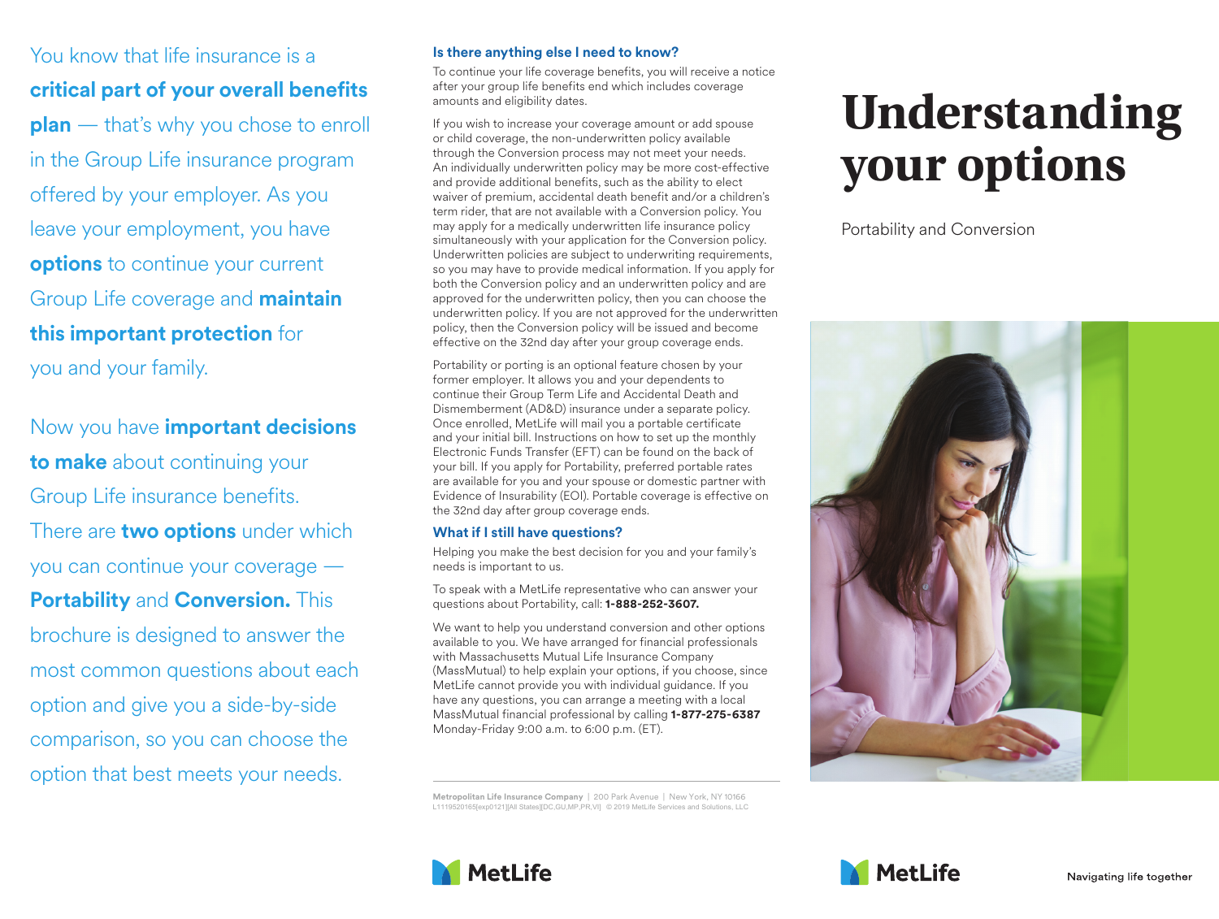# Understanding your options

Portability and Conversion

You know that life insurance is a **critical part of your overall benefits plan** — that's why you chose to enroll in the Group Life insurance program offered by your employer. As you leave your employment, you have **options** to continue your current Group Life coverage and **maintain this important protection** for you and your family.

Now you have **important decisions to make** about continuing your Group Life insurance benefits. There are **two options** under which you can continue your coverage — **Portability** and **Conversion.** This brochure is designed to answer the most common questions about each option and give you a side-by-side comparison, so you can choose the option that best meets your needs.

## Is there anything else I need to know?

To continue your life coverage benefits, you will receive a notice after your group life benefits end which includes coverage amounts and eligibility dates.

If you wish to increase your coverage amount or add spouse or child coverage, the non-underwritten policy available through the Conversion process may not meet your needs. An individually underwritten policy may be more cost-effective and provide additional benefits, such as the ability to elect waiver of premium, accidental death benefit and/or a children's term rider, that are not available with a Conversion policy. You may apply for a medically underwritten life insurance policy simultaneously with your application for the Conversion policy. Underwritten policies are subject to underwriting requirements, so you may have to provide medical information. If you apply for both the Conversion policy and an underwritten policy and are approved for the underwritten policy, then you can choose the underwritten policy. If you are not approved for the underwritten policy, then the Conversion policy will be issued and become effective on the 32nd day after your group coverage ends.

Portability or porting is an optional feature chosen by your former employer. It allows you and your dependents to continue their Group Term Life and Accidental Death and Dismemberment (AD&D) insurance under a separate policy. Once enrolled, MetLife will mail you a portable certificate and your initial bill. Instructions on how to set up the monthly Electronic Funds Transfer (EFT) can be found on the back of your bill. If you apply for Portability, preferred portable rates are available for you and your spouse or domestic partner with Evidence of Insurability (EOI). Portable coverage is effective on the 32nd day after group coverage ends.

## What if I still have questions?

Helping you make the best decision for you and your family's needs is important to us.

To speak with a MetLife representative who can answer your questions about Portability, call: **1-888-252-3607.**

We want to help you understand conversion and other options available to you. We have arranged for financial professionals with Massachusetts Mutual Life Insurance Company (MassMutual) to help explain your options, if you choose, since MetLife cannot provide you with individual guidance. If you have any questions, you can arrange a meeting with a local MassMutual financial professional by calling **1-877-275-6387** Monday-Friday 9:00 a.m. to 6:00 p.m. (ET).

**Metropolitan Life Insurance Company** | 200 Park Avenue | New York, NY 10166
L1119520165[exp0121][All States][DC,GU,MP,PR,VI] © 2019 MetLife Services and Solutions, LLC

MetLife

MetLife

Navigating life together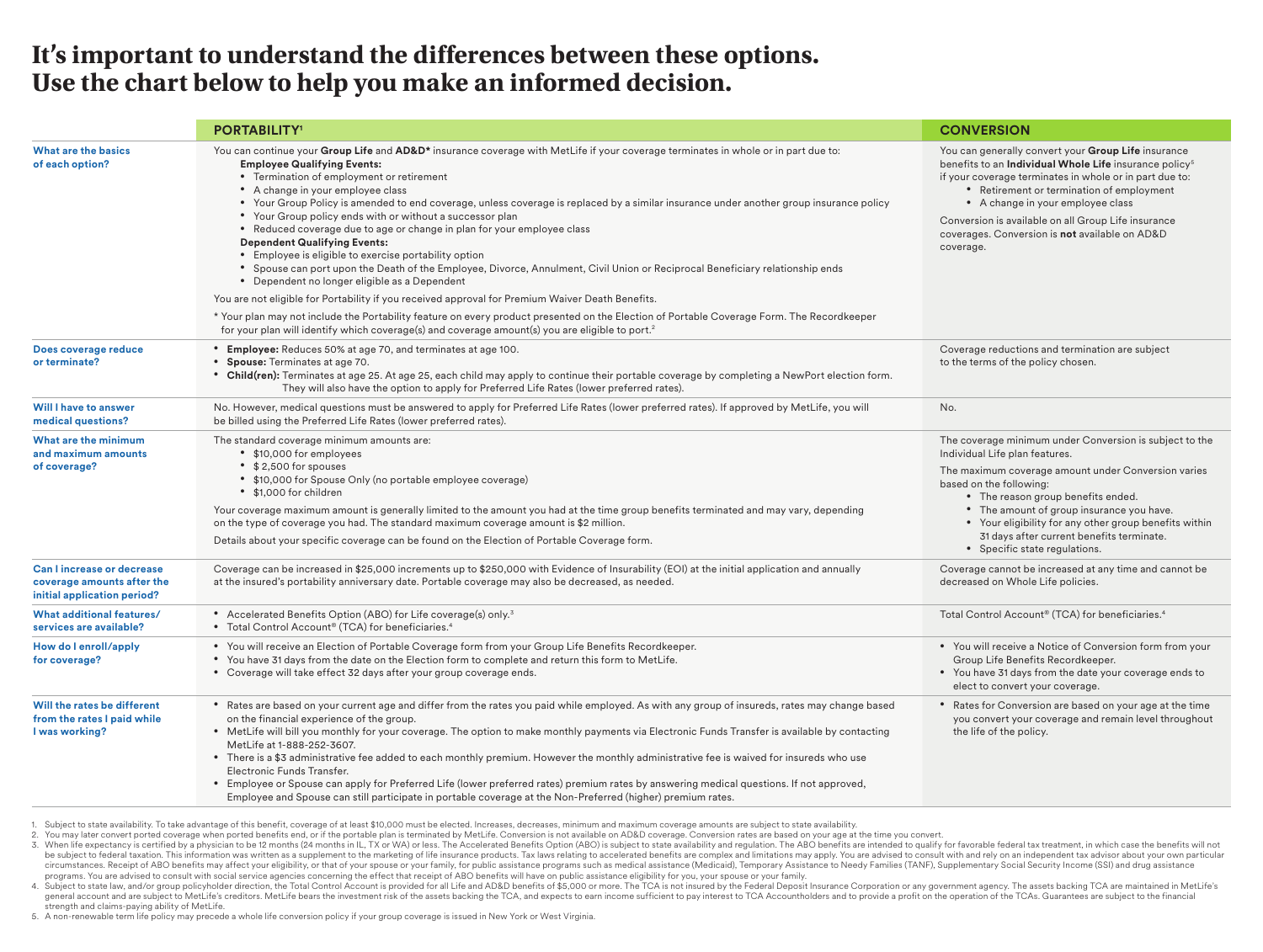# It's important to understand the differences between these options. Use the chart below to help you make an informed decision.

| | PORTABILITY[1] | CONVERSION |
|---|---|---|
| **What are the basics of each option?** | You can continue your **Group Life** and **AD&D*** insurance coverage with MetLife if your coverage terminates in whole or in part due to:<br>**Employee Qualifying Events:**<br>• Termination of employment or retirement<br>• A change in your employee class<br>• Your Group Policy is amended to end coverage, unless coverage is replaced by a similar insurance under another group insurance policy<br>• Your Group policy ends with or without a successor plan<br>• Reduced coverage due to age or change in plan for your employee class<br>**Dependent Qualifying Events:**<br>• Employee is eligible to exercise portability option<br>• Spouse can port upon the Death of the Employee, Divorce, Annulment, Civil Union or Reciprocal Beneficiary relationship ends<br>• Dependent no longer eligible as a Dependent<br><br>You are not eligible for Portability if you received approval for Premium Waiver Death Benefits.<br><br>* Your plan may not include the Portability feature on every product presented on the Election of Portable Coverage Form. The Recordkeeper for your plan will identify which coverage(s) and coverage amount(s) you are eligible to port.[2] | You can generally convert your **Group Life** insurance benefits to an **Individual Whole Life** insurance policy[5] if your coverage terminates in whole or in part due to:<br>• Retirement or termination of employment<br>• A change in your employee class<br><br>Conversion is available on all Group Life insurance coverages. Conversion is **not** available on AD&D coverage. |
| **Does coverage reduce or terminate?** | • **Employee:** Reduces 50% at age 70, and terminates at age 100.<br>• **Spouse:** Terminates at age 70.<br>• **Child(ren):** Terminates at age 25. At age 25, each child may apply to continue their portable coverage by completing a NewPort election form. They will also have the option to apply for Preferred Life Rates (lower preferred rates). | Coverage reductions and termination are subject to the terms of the policy chosen. |
| **Will I have to answer medical questions?** | No. However, medical questions must be answered to apply for Preferred Life Rates (lower preferred rates). If approved by MetLife, you will be billed using the Preferred Life Rates (lower preferred rates). | No. |
| **What are the minimum and maximum amounts of coverage?** | The standard coverage minimum amounts are:<br>• $10,000 for employees<br>• $ 2,500 for spouses<br>• $10,000 for Spouse Only (no portable employee coverage)<br>• $1,000 for children<br><br>Your coverage maximum amount is generally limited to the amount you had at the time group benefits terminated and may vary, depending on the type of coverage you had. The standard maximum coverage amount is $2 million.<br><br>Details about your specific coverage can be found on the Election of Portable Coverage form. | The coverage minimum under Conversion is subject to the Individual Life plan features.<br><br>The maximum coverage amount under Conversion varies based on the following:<br>• The reason group benefits ended.<br>• The amount of group insurance you have.<br>• Your eligibility for any other group benefits within 31 days after current benefits terminate.<br>• Specific state regulations. |
| **Can I increase or decrease coverage amounts after the initial application period?** | Coverage can be increased in $25,000 increments up to $250,000 with Evidence of Insurability (EOI) at the initial application and annually at the insured's portability anniversary date. Portable coverage may also be decreased, as needed. | Coverage cannot be increased at any time and cannot be decreased on Whole Life policies. |
| **What additional features/ services are available?** | • Accelerated Benefits Option (ABO) for Life coverage(s) only.[3]<br>• Total Control Account® (TCA) for beneficiaries.[4] | Total Control Account® (TCA) for beneficiaries.[4] |
| **How do I enroll/apply for coverage?** | • You will receive an Election of Portable Coverage form from your Group Life Benefits Recordkeeper.<br>• You have 31 days from the date on the Election form to complete and return this form to MetLife.<br>• Coverage will take effect 32 days after your group coverage ends. | • You will receive a Notice of Conversion form from your Group Life Benefits Recordkeeper.<br>• You have 31 days from the date your coverage ends to elect to convert your coverage. |
| **Will the rates be different from the rates I paid while I was working?** | • Rates are based on your current age and differ from the rates you paid while employed. As with any group of insureds, rates may change based on the financial experience of the group.<br>• MetLife will bill you monthly for your coverage. The option to make monthly payments via Electronic Funds Transfer is available by contacting MetLife at 1-888-252-3607.<br>• There is a $3 administrative fee added to each monthly premium. However the monthly administrative fee is waived for insureds who use Electronic Funds Transfer.<br>• Employee or Spouse can apply for Preferred Life (lower preferred rates) premium rates by answering medical questions. If not approved, Employee and Spouse can still participate in portable coverage at the Non-Preferred (higher) premium rates. | • Rates for Conversion are based on your age at the time you convert your coverage and remain level throughout the life of the policy. |

1. Subject to state availability. To take advantage of this benefit, coverage of at least $10,000 must be elected. Increases, decreases, minimum and maximum coverage amounts are subject to state availability.
2. You may later convert ported coverage when ported benefits end, or if the portable plan is terminated by MetLife. Conversion is not available on AD&D coverage. Conversion rates are based on your age at the time you convert.
3. When life expectancy is certified by a physician to be 12 months (24 months in IL, TX or WA) or less. The Accelerated Benefits Option (ABO) is subject to state availability and regulation. The ABO benefits are intended to qualify for favorable federal tax treatment, in which case the benefits will not be subject to federal taxation. This information was written as a supplement to the marketing of life insurance products. Tax laws relating to accelerated benefits are complex and limitations may apply. You are advised to consult with and rely on an independent tax advisor about your own particular circumstances. Receipt of ABO benefits may affect your eligibility, or that of your spouse or your family, for public assistance programs such as medical assistance (Medicaid), Temporary Assistance to Needy Families (TANF), Supplementary Social Security Income (SSI) and drug assistance programs. You are advised to consult with social service agencies concerning the effect that receipt of ABO benefits will have on public assistance eligibility for you, your spouse or your family.
4. Subject to state law, and/or group policyholder direction, the Total Control Account is provided for all Life and AD&D benefits of $5,000 or more. The TCA is not insured by the Federal Deposit Insurance Corporation or any government agency. The assets backing TCA are maintained in MetLife's general account and are subject to MetLife's creditors. MetLife bears the investment risk of the assets backing the TCA, and expects to earn income sufficient to pay interest to TCA Accountholders and to provide a profit on the operation of the TCAs. Guarantees are subject to the financial strength and claims-paying ability of MetLife.
5. A non-renewable term life policy may precede a whole life conversion policy if your group coverage is issued in New York or West Virginia.